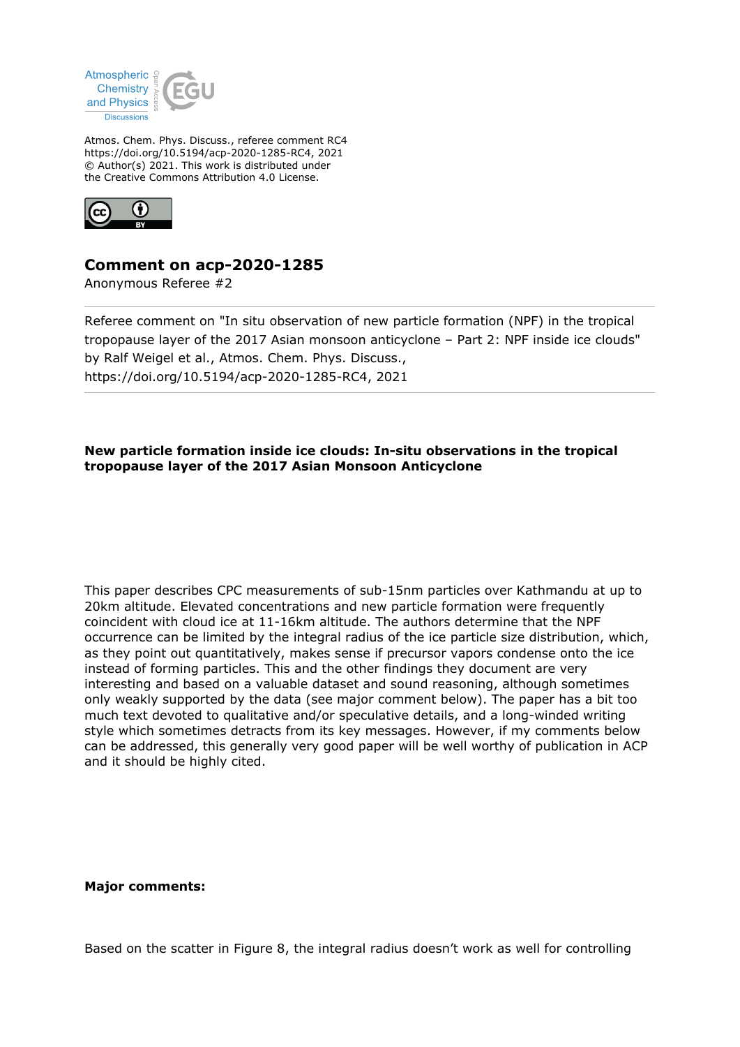Atmos. Chem. Phys. Discuss., referee comment RC4
https://doi.org/10.5194/acp-2020-1285-RC4, 2021
© Author(s) 2021. This work is distributed under
the Creative Commons Attribution 4.0 License.

# Comment on acp-2020-1285

Anonymous Referee #2

Referee comment on "In situ observation of new particle formation (NPF) in the tropical tropopause layer of the 2017 Asian monsoon anticyclone – Part 2: NPF inside ice clouds" by Ralf Weigel et al., Atmos. Chem. Phys. Discuss., https://doi.org/10.5194/acp-2020-1285-RC4, 2021

**New particle formation inside ice clouds: In-situ observations in the tropical tropopause layer of the 2017 Asian Monsoon Anticyclone**

This paper describes CPC measurements of sub-15nm particles over Kathmandu at up to 20km altitude. Elevated concentrations and new particle formation were frequently coincident with cloud ice at 11-16km altitude. The authors determine that the NPF occurrence can be limited by the integral radius of the ice particle size distribution, which, as they point out quantitatively, makes sense if precursor vapors condense onto the ice instead of forming particles. This and the other findings they document are very interesting and based on a valuable dataset and sound reasoning, although sometimes only weakly supported by the data (see major comment below). The paper has a bit too much text devoted to qualitative and/or speculative details, and a long-winded writing style which sometimes detracts from its key messages. However, if my comments below can be addressed, this generally very good paper will be well worthy of publication in ACP and it should be highly cited.

**Major comments:**

Based on the scatter in Figure 8, the integral radius doesn't work as well for controlling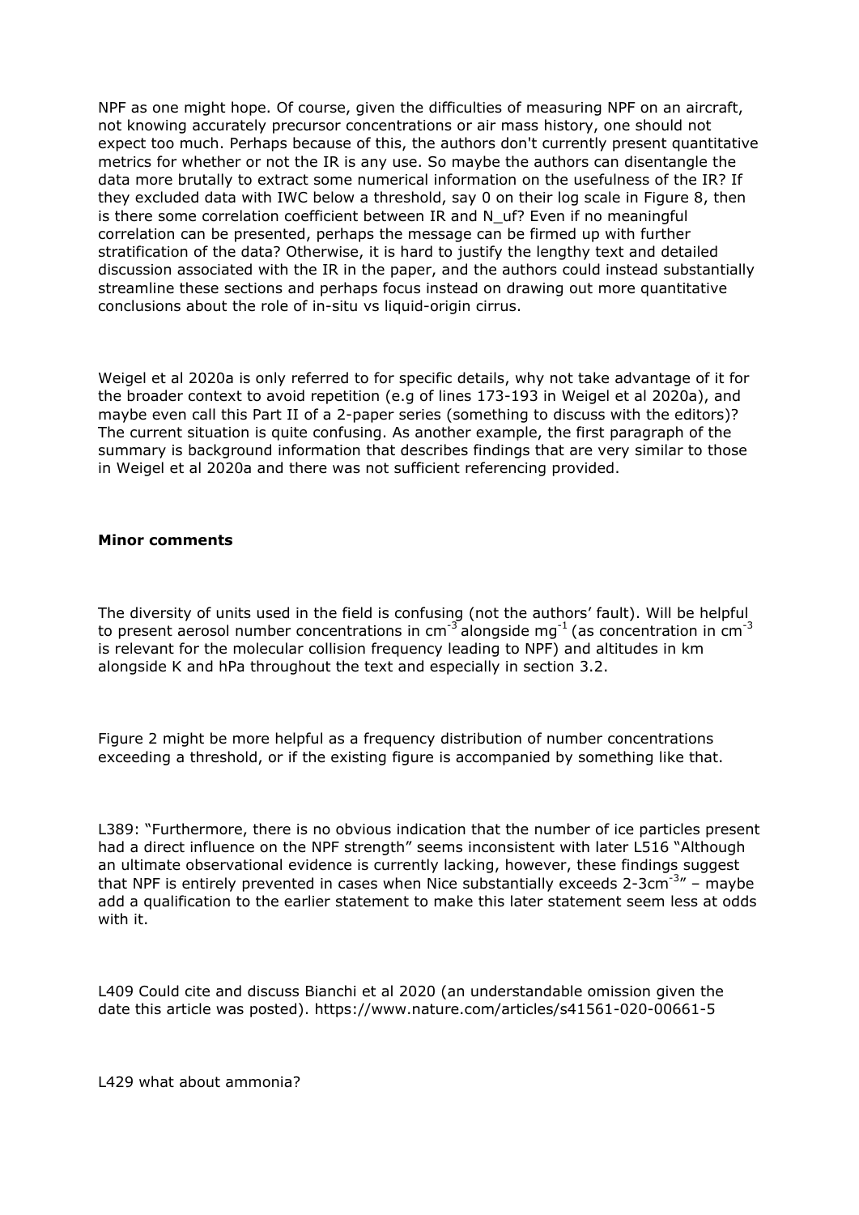NPF as one might hope. Of course, given the difficulties of measuring NPF on an aircraft, not knowing accurately precursor concentrations or air mass history, one should not expect too much. Perhaps because of this, the authors don't currently present quantitative metrics for whether or not the IR is any use. So maybe the authors can disentangle the data more brutally to extract some numerical information on the usefulness of the IR? If they excluded data with IWC below a threshold, say 0 on their log scale in Figure 8, then is there some correlation coefficient between IR and N_uf? Even if no meaningful correlation can be presented, perhaps the message can be firmed up with further stratification of the data? Otherwise, it is hard to justify the lengthy text and detailed discussion associated with the IR in the paper, and the authors could instead substantially streamline these sections and perhaps focus instead on drawing out more quantitative conclusions about the role of in-situ vs liquid-origin cirrus.

Weigel et al 2020a is only referred to for specific details, why not take advantage of it for the broader context to avoid repetition (e.g of lines 173-193 in Weigel et al 2020a), and maybe even call this Part II of a 2-paper series (something to discuss with the editors)? The current situation is quite confusing. As another example, the first paragraph of the summary is background information that describes findings that are very similar to those in Weigel et al 2020a and there was not sufficient referencing provided.

**Minor comments**

The diversity of units used in the field is confusing (not the authors' fault). Will be helpful to present aerosol number concentrations in $cm^{-3}$ alongside $mg^{-1}$ (as concentration in $cm^{-3}$ is relevant for the molecular collision frequency leading to NPF) and altitudes in km alongside K and hPa throughout the text and especially in section 3.2.

Figure 2 might be more helpful as a frequency distribution of number concentrations exceeding a threshold, or if the existing figure is accompanied by something like that.

L389: "Furthermore, there is no obvious indication that the number of ice particles present had a direct influence on the NPF strength" seems inconsistent with later L516 "Although an ultimate observational evidence is currently lacking, however, these findings suggest that NPF is entirely prevented in cases when Nice substantially exceeds 2-3$cm^{-3}$" – maybe add a qualification to the earlier statement to make this later statement seem less at odds with it.

L409 Could cite and discuss Bianchi et al 2020 (an understandable omission given the date this article was posted). https://www.nature.com/articles/s41561-020-00661-5

L429 what about ammonia?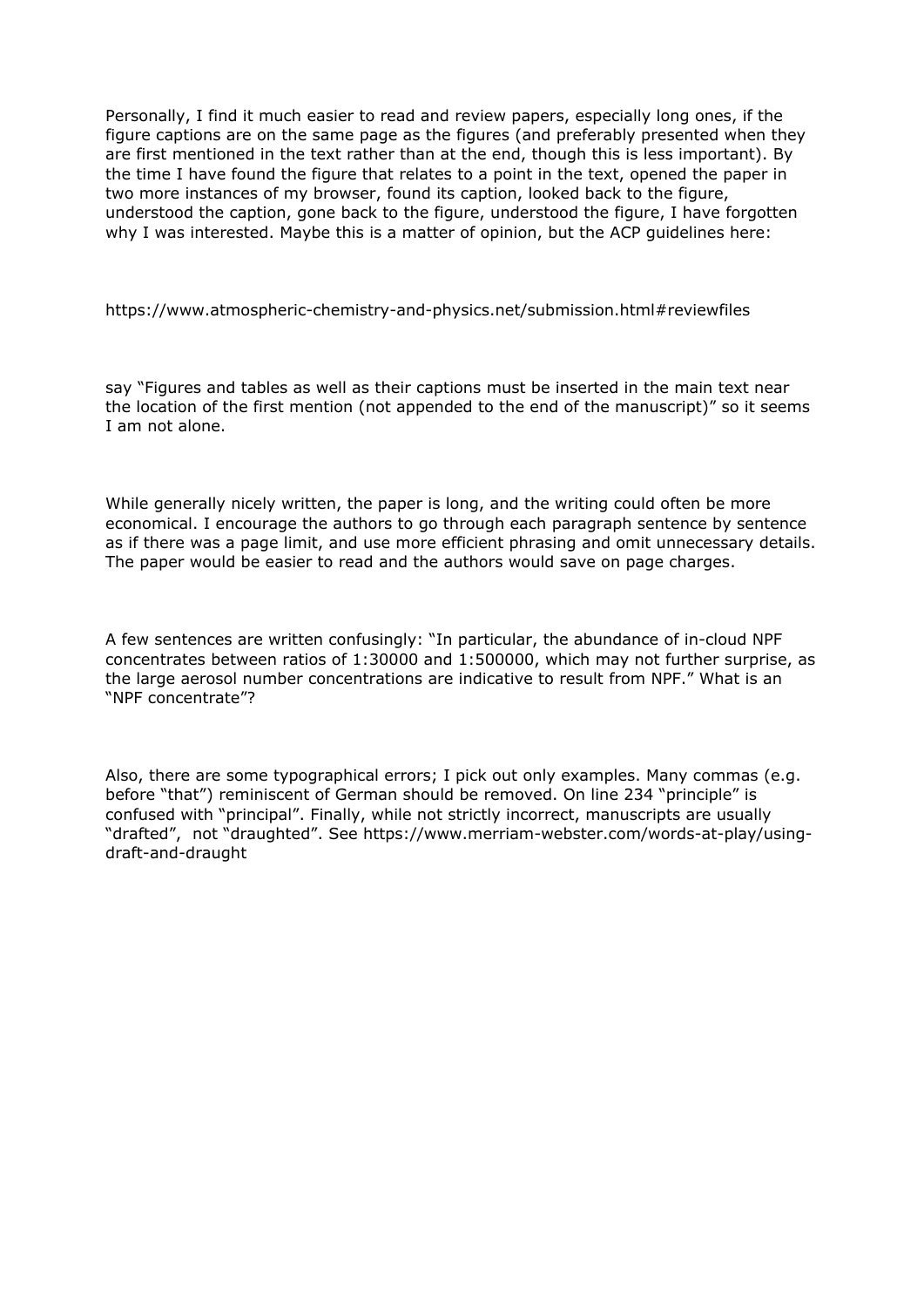Personally, I find it much easier to read and review papers, especially long ones, if the figure captions are on the same page as the figures (and preferably presented when they are first mentioned in the text rather than at the end, though this is less important). By the time I have found the figure that relates to a point in the text, opened the paper in two more instances of my browser, found its caption, looked back to the figure, understood the caption, gone back to the figure, understood the figure, I have forgotten why I was interested. Maybe this is a matter of opinion, but the ACP guidelines here:

https://www.atmospheric-chemistry-and-physics.net/submission.html#reviewfiles

say "Figures and tables as well as their captions must be inserted in the main text near the location of the first mention (not appended to the end of the manuscript)" so it seems I am not alone.

While generally nicely written, the paper is long, and the writing could often be more economical. I encourage the authors to go through each paragraph sentence by sentence as if there was a page limit, and use more efficient phrasing and omit unnecessary details. The paper would be easier to read and the authors would save on page charges.

A few sentences are written confusingly: "In particular, the abundance of in-cloud NPF concentrates between ratios of 1:30000 and 1:500000, which may not further surprise, as the large aerosol number concentrations are indicative to result from NPF." What is an "NPF concentrate"?

Also, there are some typographical errors; I pick out only examples. Many commas (e.g. before "that") reminiscent of German should be removed. On line 234 "principle" is confused with "principal". Finally, while not strictly incorrect, manuscripts are usually "drafted", not "draughted". See https://www.merriam-webster.com/words-at-play/using-draft-and-draught